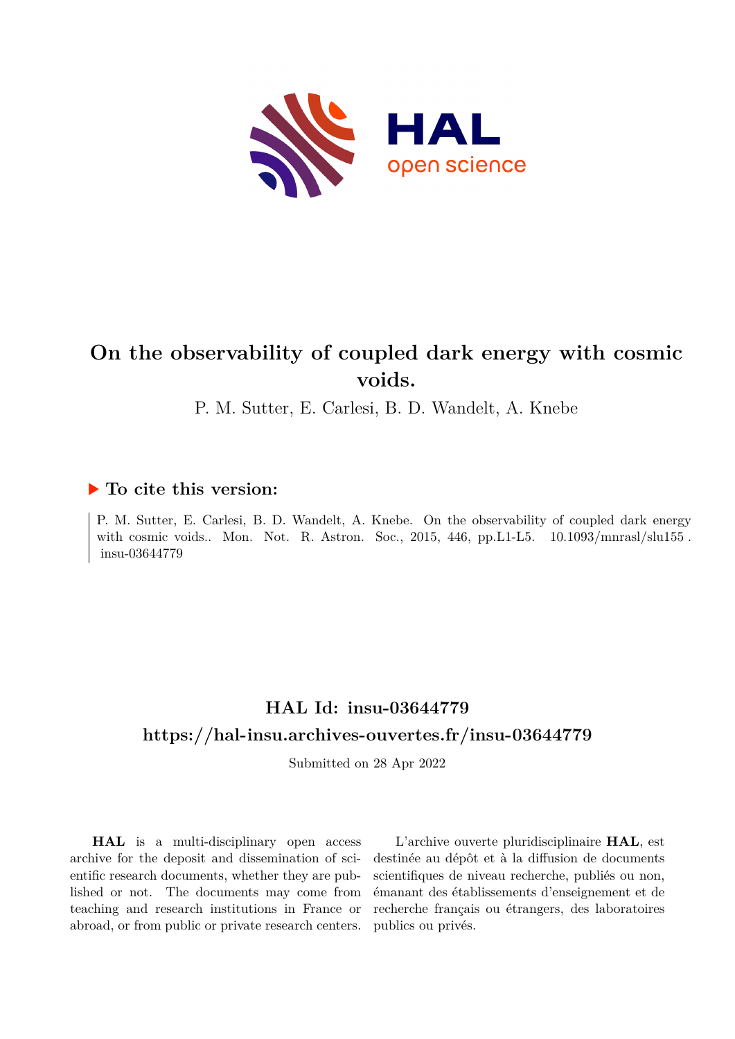# On the observability of coupled dark energy with cosmic voids.

P. M. Sutter, E. Carlesi, B. D. Wandelt, A. Knebe

## ▶ To cite this version:

P. M. Sutter, E. Carlesi, B. D. Wandelt, A. Knebe. On the observability of coupled dark energy with cosmic voids.. Mon. Not. R. Astron. Soc., 2015, 446, pp.L1-L5. 10.1093/mnrasl/slu155 . insu-03644779

## HAL Id: insu-03644779

## https://hal-insu.archives-ouvertes.fr/insu-03644779

Submitted on 28 Apr 2022

**HAL** is a multi-disciplinary open access archive for the deposit and dissemination of scientific research documents, whether they are published or not. The documents may come from teaching and research institutions in France or abroad, or from public or private research centers.

L'archive ouverte pluridisciplinaire **HAL**, est destinée au dépôt et à la diffusion de documents scientifiques de niveau recherche, publiés ou non, émanant des établissements d'enseignement et de recherche français ou étrangers, des laboratoires publics ou privés.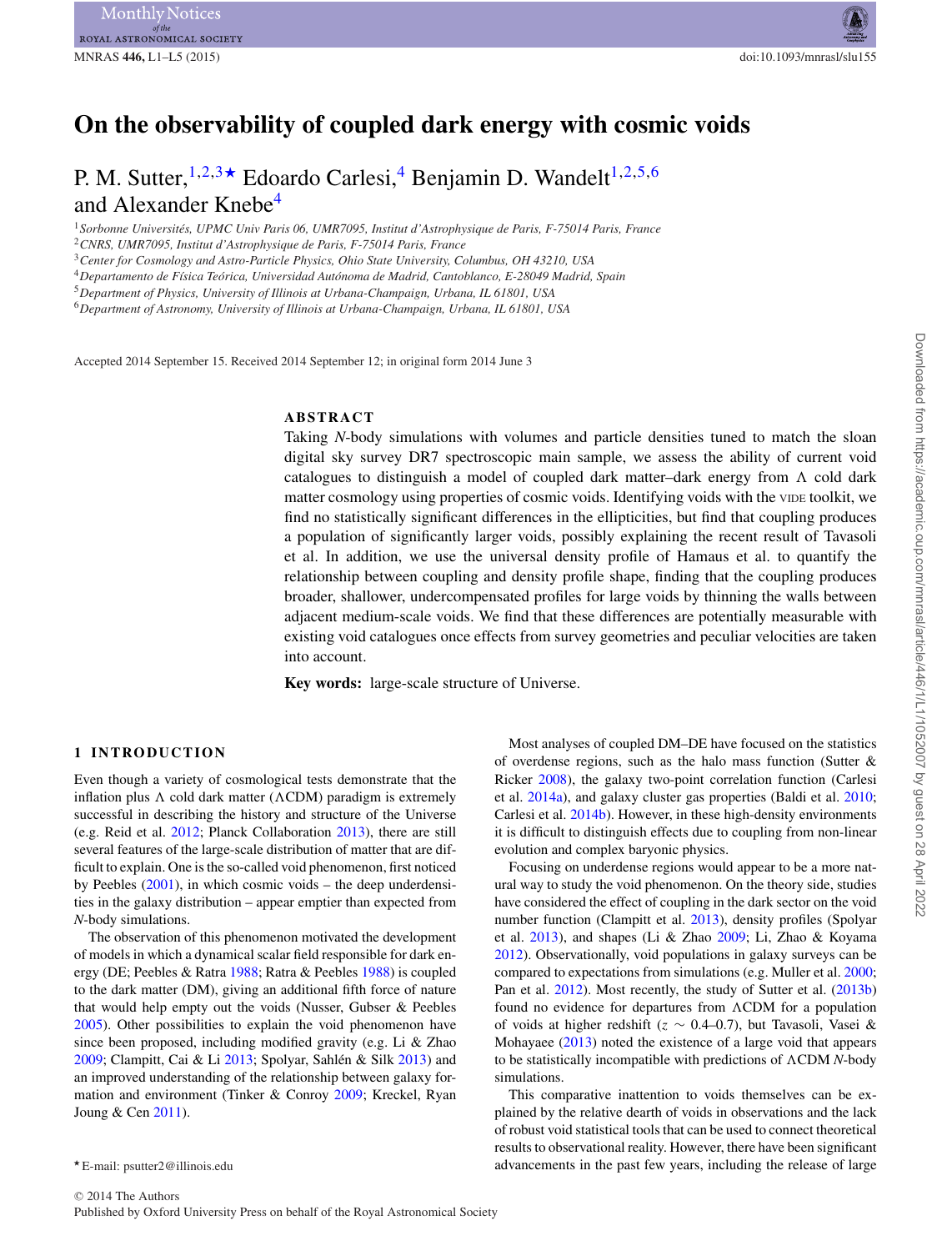# On the observability of coupled dark energy with cosmic voids

P. M. Sutter,[1,2,3★] Edoardo Carlesi,[4] Benjamin D. Wandelt[1,2,5,6] and Alexander Knebe[4]

[1]Sorbonne Universités, UPMC Univ Paris 06, UMR7095, Institut d'Astrophysique de Paris, F-75014 Paris, France
[2]CNRS, UMR7095, Institut d'Astrophysique de Paris, F-75014 Paris, France
[3]Center for Cosmology and Astro-Particle Physics, Ohio State University, Columbus, OH 43210, USA
[4]Departamento de Física Teórica, Universidad Autónoma de Madrid, Cantoblanco, E-28049 Madrid, Spain
[5]Department of Physics, University of Illinois at Urbana-Champaign, Urbana, IL 61801, USA
[6]Department of Astronomy, University of Illinois at Urbana-Champaign, Urbana, IL 61801, USA

Accepted 2014 September 15. Received 2014 September 12; in original form 2014 June 3

## ABSTRACT

Taking *N*-body simulations with volumes and particle densities tuned to match the sloan digital sky survey DR7 spectroscopic main sample, we assess the ability of current void catalogues to distinguish a model of coupled dark matter–dark energy from Λ cold dark matter cosmology using properties of cosmic voids. Identifying voids with the VIDE toolkit, we find no statistically significant differences in the ellipticities, but find that coupling produces a population of significantly larger voids, possibly explaining the recent result of Tavasoli et al. In addition, we use the universal density profile of Hamaus et al. to quantify the relationship between coupling and density profile shape, finding that the coupling produces broader, shallower, undercompensated profiles for large voids by thinning the walls between adjacent medium-scale voids. We find that these differences are potentially measurable with existing void catalogues once effects from survey geometries and peculiar velocities are taken into account.

**Key words:** large-scale structure of Universe.

## 1 INTRODUCTION

Even though a variety of cosmological tests demonstrate that the inflation plus Λ cold dark matter (ΛCDM) paradigm is extremely successful in describing the history and structure of the Universe (e.g. Reid et al. 2012; Planck Collaboration 2013), there are still several features of the large-scale distribution of matter that are difficult to explain. One is the so-called void phenomenon, first noticed by Peebles (2001), in which cosmic voids – the deep underdensities in the galaxy distribution – appear emptier than expected from *N*-body simulations.

The observation of this phenomenon motivated the development of models in which a dynamical scalar field responsible for dark energy (DE; Peebles & Ratra 1988; Ratra & Peebles 1988) is coupled to the dark matter (DM), giving an additional fifth force of nature that would help empty out the voids (Nusser, Gubser & Peebles 2005). Other possibilities to explain the void phenomenon have since been proposed, including modified gravity (e.g. Li & Zhao 2009; Clampitt, Cai & Li 2013; Spolyar, Sahlén & Silk 2013) and an improved understanding of the relationship between galaxy formation and environment (Tinker & Conroy 2009; Kreckel, Ryan Joung & Cen 2011).

Most analyses of coupled DM–DE have focused on the statistics of overdense regions, such as the halo mass function (Sutter & Ricker 2008), the galaxy two-point correlation function (Carlesi et al. 2014a), and galaxy cluster gas properties (Baldi et al. 2010; Carlesi et al. 2014b). However, in these high-density environments it is difficult to distinguish effects due to coupling from non-linear evolution and complex baryonic physics.

Focusing on underdense regions would appear to be a more natural way to study the void phenomenon. On the theory side, studies have considered the effect of coupling in the dark sector on the void number function (Clampitt et al. 2013), density profiles (Spolyar et al. 2013), and shapes (Li & Zhao 2009; Li, Zhao & Koyama 2012). Observationally, void populations in galaxy surveys can be compared to expectations from simulations (e.g. Muller et al. 2000; Pan et al. 2012). Most recently, the study of Sutter et al. (2013b) found no evidence for departures from ΛCDM for a population of voids at higher redshift ($z \sim 0.4$–$0.7$), but Tavasoli, Vasei & Mohayaee (2013) noted the existence of a large void that appears to be statistically incompatible with predictions of ΛCDM *N*-body simulations.

This comparative inattention to voids themselves can be explained by the relative dearth of voids in observations and the lack of robust void statistical tools that can be used to connect theoretical results to observational reality. However, there have been significant advancements in the past few years, including the release of large

★ E-mail: psutter2@illinois.edu

© 2014 The Authors
Published by Oxford University Press on behalf of the Royal Astronomical Society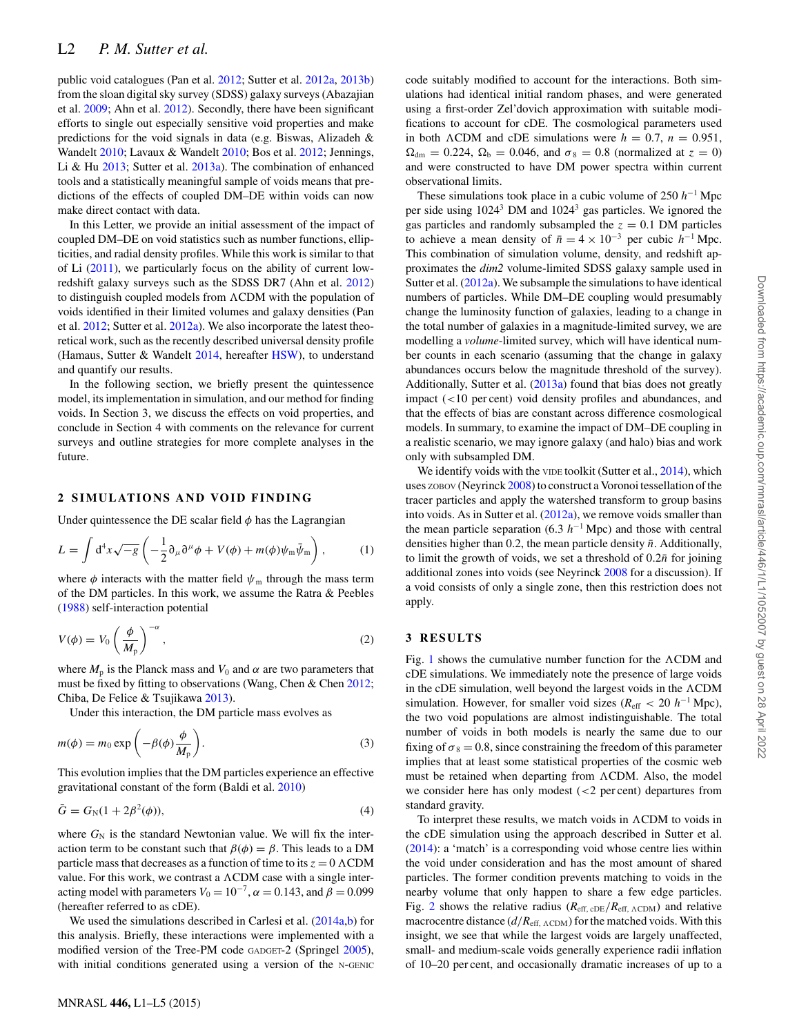public void catalogues (Pan et al. 2012; Sutter et al. 2012a, 2013b) from the sloan digital sky survey (SDSS) galaxy surveys (Abazajian et al. 2009; Ahn et al. 2012). Secondly, there have been significant efforts to single out especially sensitive void properties and make predictions for the void signals in data (e.g. Biswas, Alizadeh & Wandelt 2010; Lavaux & Wandelt 2010; Bos et al. 2012; Jennings, Li & Hu 2013; Sutter et al. 2013a). The combination of enhanced tools and a statistically meaningful sample of voids means that predictions of the effects of coupled DM–DE within voids can now make direct contact with data.

In this Letter, we provide an initial assessment of the impact of coupled DM–DE on void statistics such as number functions, ellipticities, and radial density profiles. While this work is similar to that of Li (2011), we particularly focus on the ability of current low-redshift galaxy surveys such as the SDSS DR7 (Ahn et al. 2012) to distinguish coupled models from ΛCDM with the population of voids identified in their limited volumes and galaxy densities (Pan et al. 2012; Sutter et al. 2012a). We also incorporate the latest theoretical work, such as the recently described universal density profile (Hamaus, Sutter & Wandelt 2014, hereafter HSW), to understand and quantify our results.

In the following section, we briefly present the quintessence model, its implementation in simulation, and our method for finding voids. In Section 3, we discuss the effects on void properties, and conclude in Section 4 with comments on the relevance for current surveys and outline strategies for more complete analyses in the future.

## 2 SIMULATIONS AND VOID FINDING

Under quintessence the DE scalar field $\phi$ has the Lagrangian

$$L = \int \mathrm{d}^4 x \sqrt{-g} \left( -\frac{1}{2} \partial_\mu \partial^\mu \phi + V(\phi) + m(\phi) \psi_\mathrm{m} \bar{\psi}_\mathrm{m} \right), \tag{1}$$

where $\phi$ interacts with the matter field $\psi_\mathrm{m}$ through the mass term of the DM particles. In this work, we assume the Ratra & Peebles (1988) self-interaction potential

$$V(\phi) = V_0 \left( \frac{\phi}{M_\mathrm{p}} \right)^{-\alpha}, \tag{2}$$

where $M_\mathrm{p}$ is the Planck mass and $V_0$ and $\alpha$ are two parameters that must be fixed by fitting to observations (Wang, Chen & Chen 2012; Chiba, De Felice & Tsujikawa 2013).

Under this interaction, the DM particle mass evolves as

$$m(\phi) = m_0 \exp\left( -\beta(\phi) \frac{\phi}{M_\mathrm{p}} \right). \tag{3}$$

This evolution implies that the DM particles experience an effective gravitational constant of the form (Baldi et al. 2010)

$$\tilde{G} = G_\mathrm{N}(1 + 2\beta^2(\phi)), \tag{4}$$

where $G_\mathrm{N}$ is the standard Newtonian value. We will fix the interaction term to be constant such that $\beta(\phi) = \beta$. This leads to a DM particle mass that decreases as a function of time to its $z = 0$ ΛCDM value. For this work, we contrast a ΛCDM case with a single interacting model with parameters $V_0 = 10^{-7}$, $\alpha = 0.143$, and $\beta = 0.099$ (hereafter referred to as cDE).

We used the simulations described in Carlesi et al. (2014a,b) for this analysis. Briefly, these interactions were implemented with a modified version of the Tree-PM code GADGET-2 (Springel 2005), with initial conditions generated using a version of the N-GENIC code suitably modified to account for the interactions. Both simulations had identical initial random phases, and were generated using a first-order Zel'dovich approximation with suitable modifications to account for cDE. The cosmological parameters used in both ΛCDM and cDE simulations were $h = 0.7$, $n = 0.951$, $\Omega_\mathrm{dm} = 0.224$, $\Omega_\mathrm{b} = 0.046$, and $\sigma_8 = 0.8$ (normalized at $z = 0$) and were constructed to have DM power spectra within current observational limits.

These simulations took place in a cubic volume of 250 $h^{-1}$ Mpc per side using $1024^3$ DM and $1024^3$ gas particles. We ignored the gas particles and randomly subsampled the $z = 0.1$ DM particles to achieve a mean density of $\bar{n} = 4 \times 10^{-3}$ per cubic $h^{-1}$ Mpc. This combination of simulation volume, density, and redshift approximates the *dim2* volume-limited SDSS galaxy sample used in Sutter et al. (2012a). We subsample the simulations to have identical numbers of particles. While DM–DE coupling would presumably change the luminosity function of galaxies, leading to a change in the total number of galaxies in a magnitude-limited survey, we are modelling a *volume*-limited survey, which will have identical number counts in each scenario (assuming that the change in galaxy abundances occurs below the magnitude threshold of the survey). Additionally, Sutter et al. (2013a) found that bias does not greatly impact (<10 per cent) void density profiles and abundances, and that the effects of bias are constant across difference cosmological models. In summary, to examine the impact of DM–DE coupling in a realistic scenario, we may ignore galaxy (and halo) bias and work only with subsampled DM.

We identify voids with the VIDE toolkit (Sutter et al., 2014), which uses ZOBOV (Neyrinck 2008) to construct a Voronoi tessellation of the tracer particles and apply the watershed transform to group basins into voids. As in Sutter et al. (2012a), we remove voids smaller than the mean particle separation (6.3 $h^{-1}$ Mpc) and those with central densities higher than 0.2, the mean particle density $\bar{n}$. Additionally, to limit the growth of voids, we set a threshold of $0.2\bar{n}$ for joining additional zones into voids (see Neyrinck 2008 for a discussion). If a void consists of only a single zone, then this restriction does not apply.

## 3 RESULTS

Fig. 1 shows the cumulative number function for the ΛCDM and cDE simulations. We immediately note the presence of large voids in the cDE simulation, well beyond the largest voids in the ΛCDM simulation. However, for smaller void sizes ($R_\mathrm{eff}$ < 20 $h^{-1}$ Mpc), the two void populations are almost indistinguishable. The total number of voids in both models is nearly the same due to our fixing of $\sigma_8 = 0.8$, since constraining the freedom of this parameter implies that at least some statistical properties of the cosmic web must be retained when departing from ΛCDM. Also, the model we consider here has only modest (<2 per cent) departures from standard gravity.

To interpret these results, we match voids in ΛCDM to voids in the cDE simulation using the approach described in Sutter et al. (2014): a 'match' is a corresponding void whose centre lies within the void under consideration and has the most amount of shared particles. The former condition prevents matching to voids in the nearby volume that only happen to share a few edge particles. Fig. 2 shows the relative radius ($R_{\mathrm{eff,\,cDE}}/R_{\mathrm{eff,\,ΛCDM}}$) and relative macrocentre distance ($d/R_{\mathrm{eff,\,ΛCDM}}$) for the matched voids. With this insight, we see that while the largest voids are largely unaffected, small- and medium-scale voids generally experience radii inflation of 10–20 per cent, and occasionally dramatic increases of up to a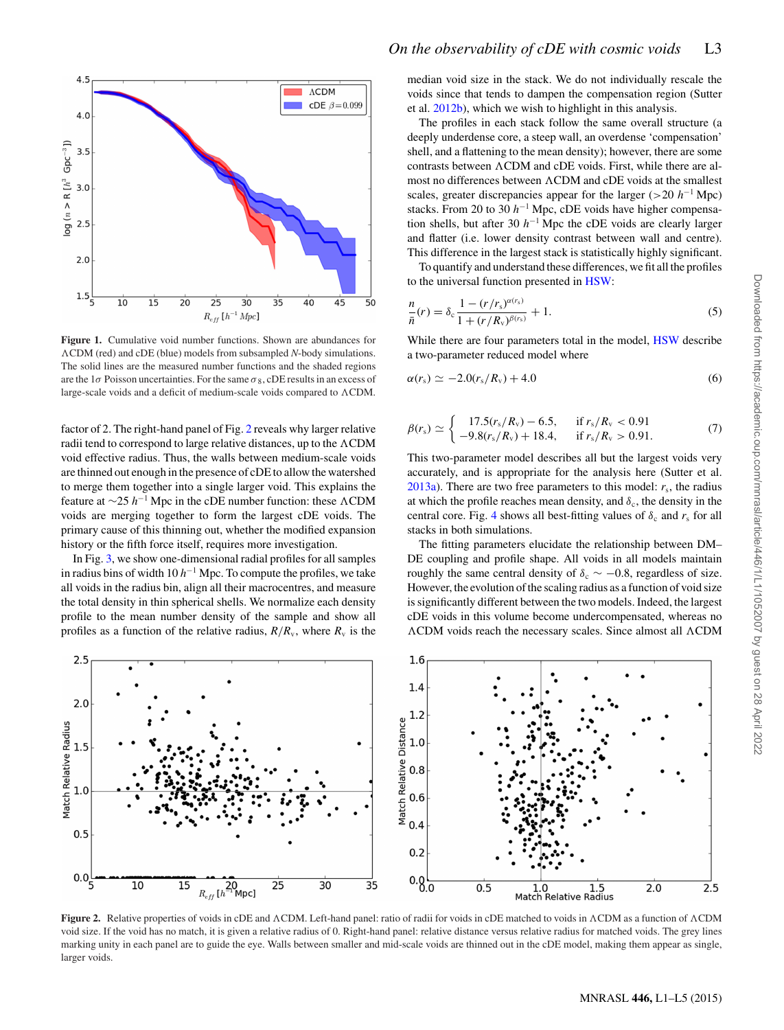Figure 1. Cumulative void number functions. Shown are abundances for ΛCDM (red) and cDE (blue) models from subsampled *N*-body simulations. The solid lines are the measured number functions and the shaded regions are the 1$\sigma$ Poisson uncertainties. For the same $\sigma_8$, cDE results in an excess of large-scale voids and a deficit of medium-scale voids compared to ΛCDM.

factor of 2. The right-hand panel of Fig. 2 reveals why larger relative radii tend to correspond to large relative distances, up to the ΛCDM void effective radius. Thus, the walls between medium-scale voids are thinned out enough in the presence of cDE to allow the watershed to merge them together into a single larger void. This explains the feature at $\sim$25 $h^{-1}$ Mpc in the cDE number function: these ΛCDM voids are merging together to form the largest cDE voids. The primary cause of this thinning out, whether the modified expansion history or the fifth force itself, requires more investigation.

In Fig. 3, we show one-dimensional radial profiles for all samples in radius bins of width 10 $h^{-1}$ Mpc. To compute the profiles, we take all voids in the radius bin, align all their macrocentres, and measure the total density in thin spherical shells. We normalize each density profile to the mean number density of the sample and show all profiles as a function of the relative radius, $R/R_v$, where $R_v$ is the median void size in the stack. We do not individually rescale the voids since that tends to dampen the compensation region (Sutter et al. 2012b), which we wish to highlight in this analysis.

The profiles in each stack follow the same overall structure (a deeply underdense core, a steep wall, an overdense 'compensation' shell, and a flattening to the mean density); however, there are some contrasts between ΛCDM and cDE voids. First, while there are almost no differences between ΛCDM and cDE voids at the smallest scales, greater discrepancies appear for the larger (>20 $h^{-1}$ Mpc) stacks. From 20 to 30 $h^{-1}$ Mpc, cDE voids have higher compensation shells, but after 30 $h^{-1}$ Mpc the cDE voids are clearly larger and flatter (i.e. lower density contrast between wall and centre). This difference in the largest stack is statistically highly significant.

To quantify and understand these differences, we fit all the profiles to the universal function presented in HSW:

$$\frac{n}{\bar{n}}(r) = \delta_c \frac{1 - (r/r_s)^{\alpha(r_s)}}{1 + (r/R_v)^{\beta(r_s)}} + 1. \tag{5}$$

While there are four parameters total in the model, HSW describe a two-parameter reduced model where

$$\alpha(r_s) \simeq -2.0(r_s/R_v) + 4.0 \tag{6}$$

$$\beta(r_s) \simeq \begin{cases} 17.5(r_s/R_v) - 6.5, & \text{if } r_s/R_v < 0.91 \\ -9.8(r_s/R_v) + 18.4, & \text{if } r_s/R_v > 0.91. \end{cases} \tag{7}$$

This two-parameter model describes all but the largest voids very accurately, and is appropriate for the analysis here (Sutter et al. 2013a). There are two free parameters to this model: $r_s$, the radius at which the profile reaches mean density, and $\delta_c$, the density in the central core. Fig. 4 shows all best-fitting values of $\delta_c$ and $r_s$ for all stacks in both simulations.

The fitting parameters elucidate the relationship between DM–DE coupling and profile shape. All voids in all models maintain roughly the same central density of $\delta_c \sim -0.8$, regardless of size. However, the evolution of the scaling radius as a function of void size is significantly different between the two models. Indeed, the largest cDE voids in this volume become undercompensated, whereas no ΛCDM voids reach the necessary scales. Since almost all ΛCDM

Figure 2. Relative properties of voids in cDE and ΛCDM. Left-hand panel: ratio of radii for voids in cDE matched to voids in ΛCDM as a function of ΛCDM void size. If the void has no match, it is given a relative radius of 0. Right-hand panel: relative distance versus relative radius for matched voids. The grey lines marking unity in each panel are to guide the eye. Walls between smaller and mid-scale voids are thinned out in the cDE model, making them appear as single, larger voids.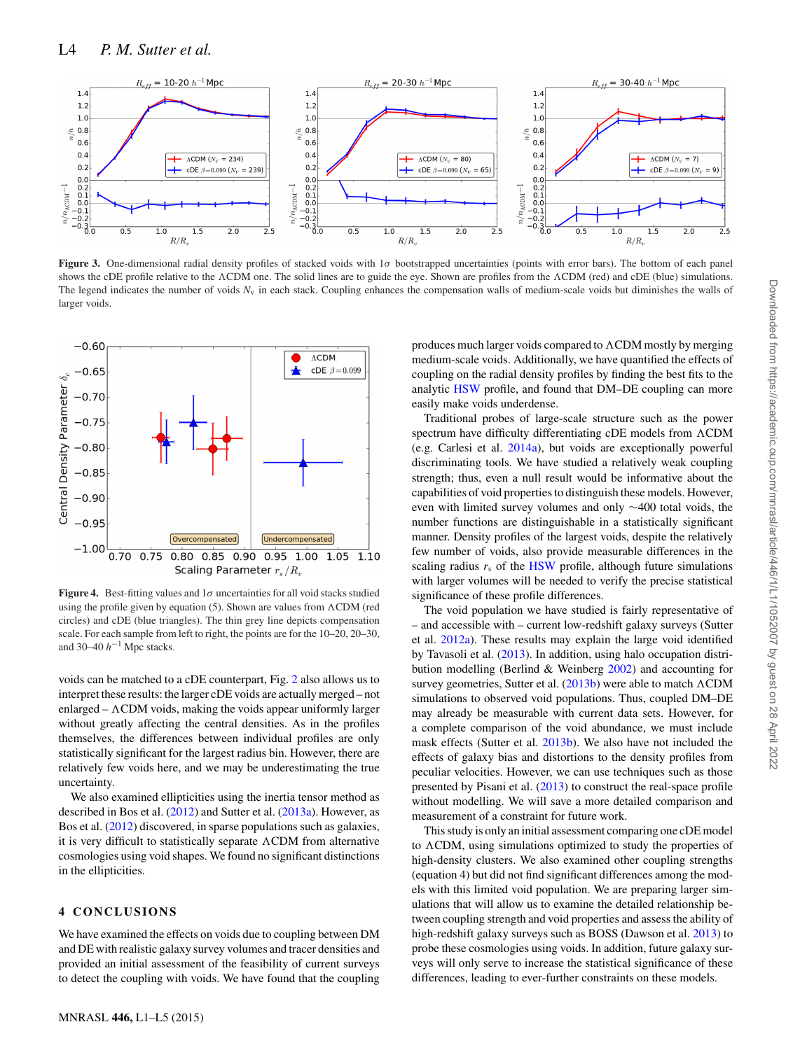**Figure 3.** One-dimensional radial density profiles of stacked voids with 1$\sigma$ bootstrapped uncertainties (points with error bars). The bottom of each panel shows the cDE profile relative to the $\Lambda$CDM one. The solid lines are to guide the eye. Shown are profiles from the $\Lambda$CDM (red) and cDE (blue) simulations. The legend indicates the number of voids $N_v$ in each stack. Coupling enhances the compensation walls of medium-scale voids but diminishes the walls of larger voids.

**Figure 4.** Best-fitting values and 1$\sigma$ uncertainties for all void stacks studied using the profile given by equation (5). Shown are values from $\Lambda$CDM (red circles) and cDE (blue triangles). The thin grey line depicts compensation scale. For each sample from left to right, the points are for the 10–20, 20–30, and 30–40 $h^{-1}$ Mpc stacks.

voids can be matched to a cDE counterpart, Fig. 2 also allows us to interpret these results: the larger cDE voids are actually merged – not enlarged – $\Lambda$CDM voids, making the voids appear uniformly larger without greatly affecting the central densities. As in the profiles themselves, the differences between individual profiles are only statistically significant for the largest radius bin. However, there are relatively few voids here, and we may be underestimating the true uncertainty.

We also examined ellipticities using the inertia tensor method as described in Bos et al. (2012) and Sutter et al. (2013a). However, as Bos et al. (2012) discovered, in sparse populations such as galaxies, it is very difficult to statistically separate $\Lambda$CDM from alternative cosmologies using void shapes. We found no significant distinctions in the ellipticities.

## 4 CONCLUSIONS

We have examined the effects on voids due to coupling between DM and DE with realistic galaxy survey volumes and tracer densities and provided an initial assessment of the feasibility of current surveys to detect the coupling with voids. We have found that the coupling produces much larger voids compared to $\Lambda$CDM mostly by merging medium-scale voids. Additionally, we have quantified the effects of coupling on the radial density profiles by finding the best fits to the analytic HSW profile, and found that DM–DE coupling can more easily make voids underdense.

Traditional probes of large-scale structure such as the power spectrum have difficulty differentiating cDE models from $\Lambda$CDM (e.g. Carlesi et al. 2014a), but voids are exceptionally powerful discriminating tools. We have studied a relatively weak coupling strength; thus, even a null result would be informative about the capabilities of void properties to distinguish these models. However, even with limited survey volumes and only ~400 total voids, the number functions are distinguishable in a statistically significant manner. Density profiles of the largest voids, despite the relatively few number of voids, also provide measurable differences in the scaling radius $r_s$ of the HSW profile, although future simulations with larger volumes will be needed to verify the precise statistical significance of these profile differences.

The void population we have studied is fairly representative of – and accessible with – current low-redshift galaxy surveys (Sutter et al. 2012a). These results may explain the large void identified by Tavasoli et al. (2013). In addition, using halo occupation distribution modelling (Berlind & Weinberg 2002) and accounting for survey geometries, Sutter et al. (2013b) were able to match $\Lambda$CDM simulations to observed void populations. Thus, coupled DM–DE may already be measurable with current data sets. However, for a complete comparison of the void abundance, we must include mask effects (Sutter et al. 2013b). We also have not included the effects of galaxy bias and distortions to the density profiles from peculiar velocities. However, we can use techniques such as those presented by Pisani et al. (2013) to construct the real-space profile without modelling. We will save a more detailed comparison and measurement of a constraint for future work.

This study is only an initial assessment comparing one cDE model to $\Lambda$CDM, using simulations optimized to study the properties of high-density clusters. We also examined other coupling strengths (equation 4) but did not find significant differences among the models with this limited void population. We are preparing larger simulations that will allow us to examine the detailed relationship between coupling strength and void properties and assess the ability of high-redshift galaxy surveys such as BOSS (Dawson et al. 2013) to probe these cosmologies using voids. In addition, future galaxy surveys will only serve to increase the statistical significance of these differences, leading to ever-further constraints on these models.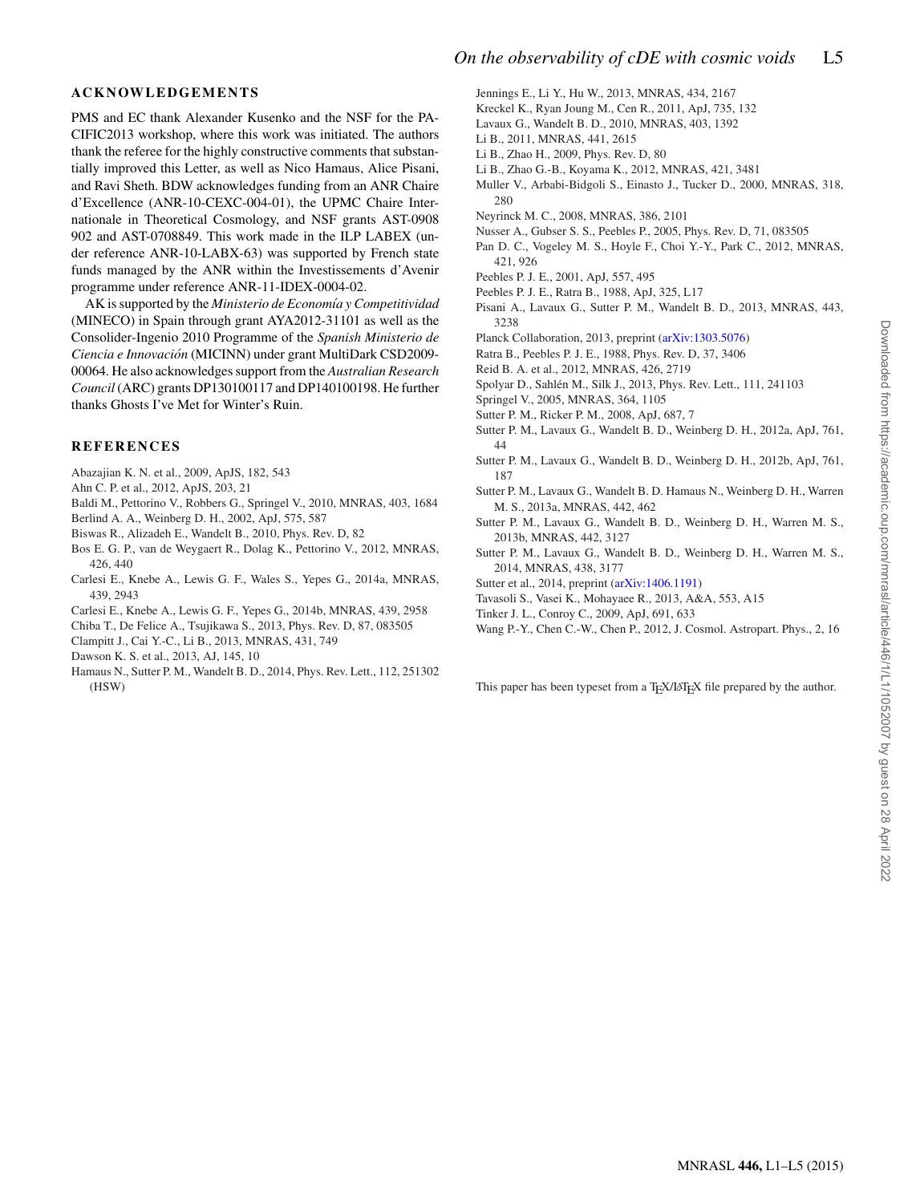## ACKNOWLEDGEMENTS

PMS and EC thank Alexander Kusenko and the NSF for the PACIFIC2013 workshop, where this work was initiated. The authors thank the referee for the highly constructive comments that substantially improved this Letter, as well as Nico Hamaus, Alice Pisani, and Ravi Sheth. BDW acknowledges funding from an ANR Chaire d'Excellence (ANR-10-CEXC-004-01), the UPMC Chaire Internationale in Theoretical Cosmology, and NSF grants AST-0908 902 and AST-0708849. This work made in the ILP LABEX (under reference ANR-10-LABX-63) was supported by French state funds managed by the ANR within the Investissements d'Avenir programme under reference ANR-11-IDEX-0004-02.

AK is supported by the *Ministerio de Economía y Competitividad* (MINECO) in Spain through grant AYA2012-31101 as well as the Consolider-Ingenio 2010 Programme of the *Spanish Ministerio de Ciencia e Innovación* (MICINN) under grant MultiDark CSD2009-00064. He also acknowledges support from the *Australian Research Council* (ARC) grants DP130100117 and DP140100198. He further thanks Ghosts I've Met for Winter's Ruin.

## REFERENCES

Abazajian K. N. et al., 2009, ApJS, 182, 543
Ahn C. P. et al., 2012, ApJS, 203, 21
Baldi M., Pettorino V., Robbers G., Springel V., 2010, MNRAS, 403, 1684
Berlind A. A., Weinberg D. H., 2002, ApJ, 575, 587
Biswas R., Alizadeh E., Wandelt B., 2010, Phys. Rev. D, 82
Bos E. G. P., van de Weygaert R., Dolag K., Pettorino V., 2012, MNRAS, 426, 440
Carlesi E., Knebe A., Lewis G. F., Wales S., Yepes G., 2014a, MNRAS, 439, 2943
Carlesi E., Knebe A., Lewis G. F., Yepes G., 2014b, MNRAS, 439, 2958
Chiba T., De Felice A., Tsujikawa S., 2013, Phys. Rev. D, 87, 083505
Clampitt J., Cai Y.-C., Li B., 2013, MNRAS, 431, 749
Dawson K. S. et al., 2013, AJ, 145, 10
Hamaus N., Sutter P. M., Wandelt B. D., 2014, Phys. Rev. Lett., 112, 251302 (HSW)
Jennings E., Li Y., Hu W., 2013, MNRAS, 434, 2167
Kreckel K., Ryan Joung M., Cen R., 2011, ApJ, 735, 132
Lavaux G., Wandelt B. D., 2010, MNRAS, 403, 1392
Li B., 2011, MNRAS, 441, 2615
Li B., Zhao H., 2009, Phys. Rev. D, 80
Li B., Zhao G.-B., Koyama K., 2012, MNRAS, 421, 3481
Muller V., Arbabi-Bidgoli S., Einasto J., Tucker D., 2000, MNRAS, 318, 280
Neyrinck M. C., 2008, MNRAS, 386, 2101
Nusser A., Gubser S. S., Peebles P., 2005, Phys. Rev. D, 71, 083505
Pan D. C., Vogeley M. S., Hoyle F., Choi Y.-Y., Park C., 2012, MNRAS, 421, 926
Peebles P. J. E., 2001, ApJ, 557, 495
Peebles P. J. E., Ratra B., 1988, ApJ, 325, L17
Pisani A., Lavaux G., Sutter P. M., Wandelt B. D., 2013, MNRAS, 443, 3238
Planck Collaboration, 2013, preprint (arXiv:1303.5076)
Ratra B., Peebles P. J. E., 1988, Phys. Rev. D, 37, 3406
Reid B. A. et al., 2012, MNRAS, 426, 2719
Spolyar D., Sahlén M., Silk J., 2013, Phys. Rev. Lett., 111, 241103
Springel V., 2005, MNRAS, 364, 1105
Sutter P. M., Ricker P. M., 2008, ApJ, 687, 7
Sutter P. M., Lavaux G., Wandelt B. D., Weinberg D. H., 2012a, ApJ, 761, 44
Sutter P. M., Lavaux G., Wandelt B. D., Weinberg D. H., 2012b, ApJ, 761, 187
Sutter P. M., Lavaux G., Wandelt B. D. Hamaus N., Weinberg D. H., Warren M. S., 2013a, MNRAS, 442, 462
Sutter P. M., Lavaux G., Wandelt B. D., Weinberg D. H., Warren M. S., 2013b, MNRAS, 442, 3127
Sutter P. M., Lavaux G., Wandelt B. D., Weinberg D. H., Warren M. S., 2014, MNRAS, 438, 3177
Sutter et al., 2014, preprint (arXiv:1406.1191)
Tavasoli S., Vasei K., Mohayaee R., 2013, A&A, 553, A15
Tinker J. L., Conroy C., 2009, ApJ, 691, 633
Wang P.-Y., Chen C.-W., Chen P., 2012, J. Cosmol. Astropart. Phys., 2, 16

This paper has been typeset from a TEX/LATEX file prepared by the author.